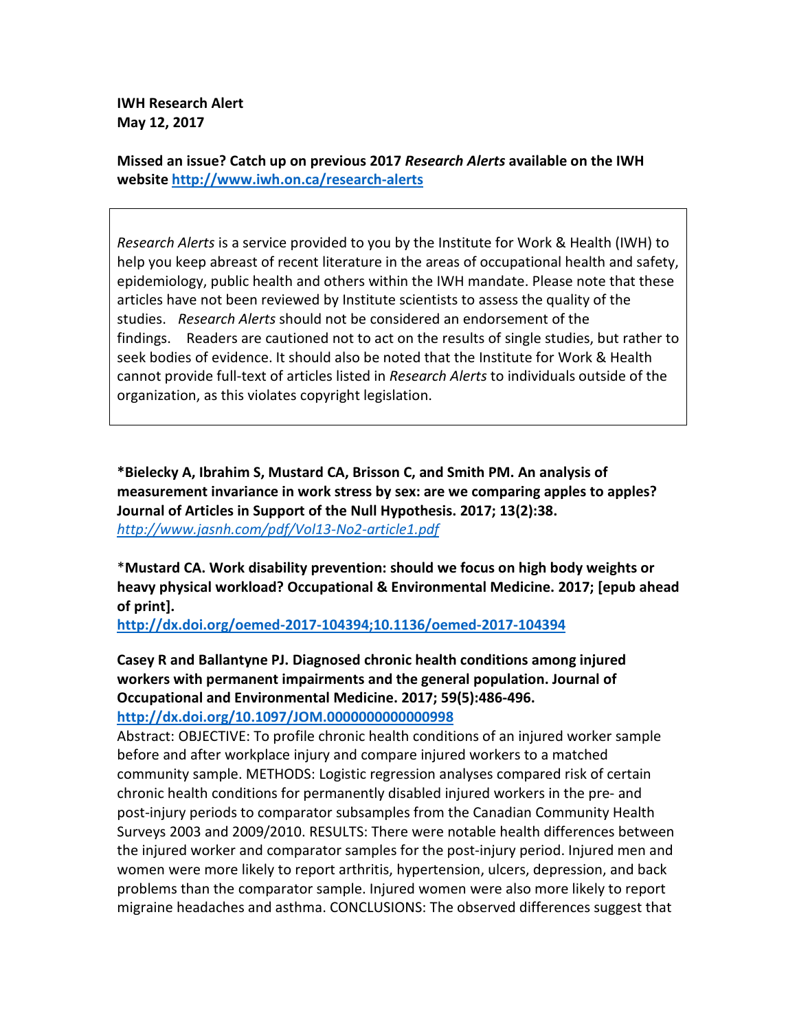**IWH Research Alert**
**May 12, 2017**

**Missed an issue? Catch up on previous 2017 *Research Alerts* available on the IWH website [http://www.iwh.on.ca/research-alerts](http://www.iwh.on.ca/research-alerts)**

> *Research Alerts* is a service provided to you by the Institute for Work & Health (IWH) to help you keep abreast of recent literature in the areas of occupational health and safety, epidemiology, public health and others within the IWH mandate. Please note that these articles have not been reviewed by Institute scientists to assess the quality of the studies. *Research Alerts* should not be considered an endorsement of the findings. Readers are cautioned not to act on the results of single studies, but rather to seek bodies of evidence. It should also be noted that the Institute for Work & Health cannot provide full-text of articles listed in *Research Alerts* to individuals outside of the organization, as this violates copyright legislation.

**\*Bielecky A, Ibrahim S, Mustard CA, Brisson C, and Smith PM. An analysis of measurement invariance in work stress by sex: are we comparing apples to apples? Journal of Articles in Support of the Null Hypothesis. 2017; 13(2):38.**
*[http://www.jasnh.com/pdf/Vol13-No2-article1.pdf](http://www.jasnh.com/pdf/Vol13-No2-article1.pdf)*

\***Mustard CA. Work disability prevention: should we focus on high body weights or heavy physical workload? Occupational & Environmental Medicine. 2017; [epub ahead of print].**
**[http://dx.doi.org/oemed-2017-104394;10.1136/oemed-2017-104394](http://dx.doi.org/oemed-2017-104394;10.1136/oemed-2017-104394)**

**Casey R and Ballantyne PJ. Diagnosed chronic health conditions among injured workers with permanent impairments and the general population. Journal of Occupational and Environmental Medicine. 2017; 59(5):486-496.**
**[http://dx.doi.org/10.1097/JOM.0000000000000998](http://dx.doi.org/10.1097/JOM.0000000000000998)**
Abstract: OBJECTIVE: To profile chronic health conditions of an injured worker sample before and after workplace injury and compare injured workers to a matched community sample. METHODS: Logistic regression analyses compared risk of certain chronic health conditions for permanently disabled injured workers in the pre- and post-injury periods to comparator subsamples from the Canadian Community Health Surveys 2003 and 2009/2010. RESULTS: There were notable health differences between the injured worker and comparator samples for the post-injury period. Injured men and women were more likely to report arthritis, hypertension, ulcers, depression, and back problems than the comparator sample. Injured women were also more likely to report migraine headaches and asthma. CONCLUSIONS: The observed differences suggest that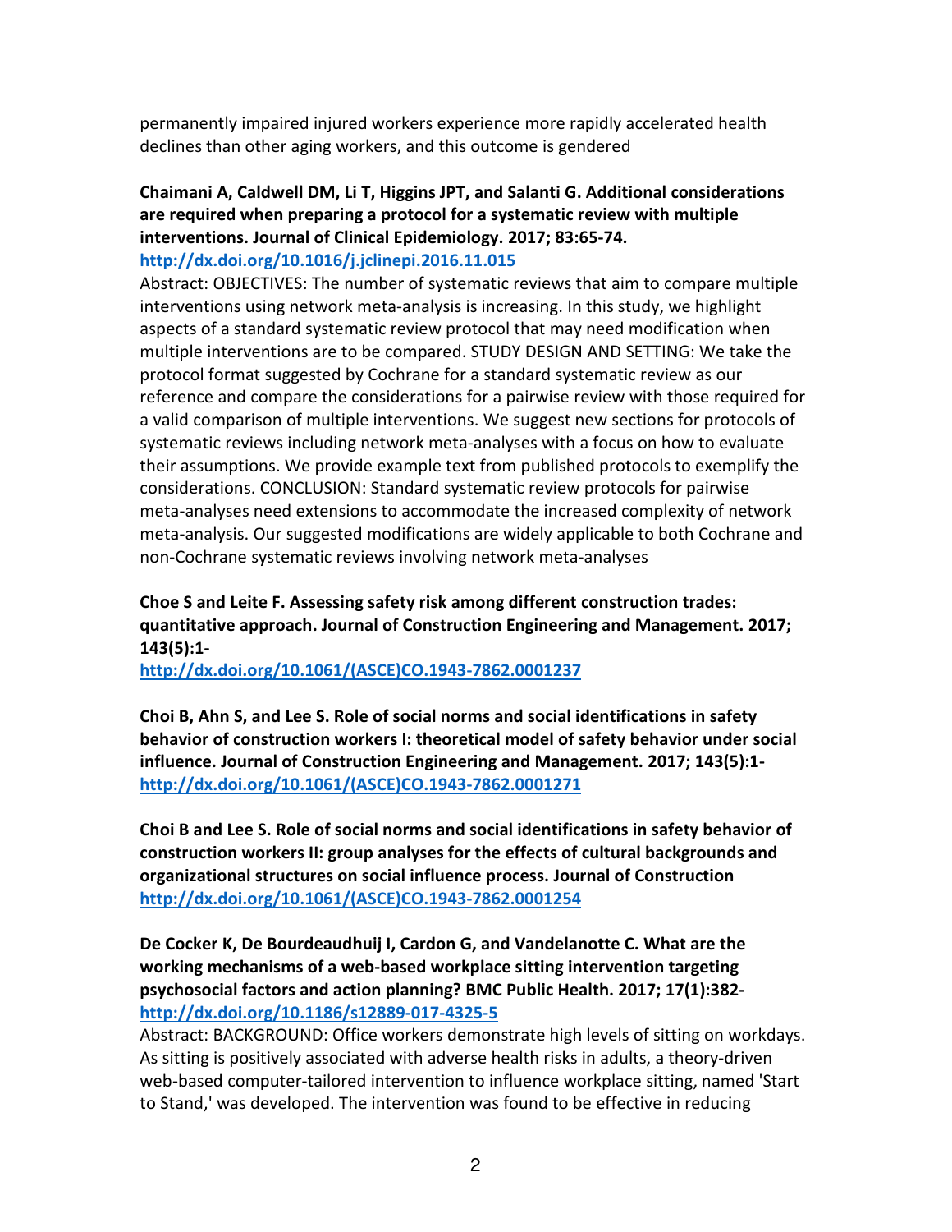permanently impaired injured workers experience more rapidly accelerated health declines than other aging workers, and this outcome is gendered

**Chaimani A, Caldwell DM, Li T, Higgins JPT, and Salanti G. Additional considerations are required when preparing a protocol for a systematic review with multiple interventions. Journal of Clinical Epidemiology. 2017; 83:65-74.**
**http://dx.doi.org/10.1016/j.jclinepi.2016.11.015**
Abstract: OBJECTIVES: The number of systematic reviews that aim to compare multiple interventions using network meta-analysis is increasing. In this study, we highlight aspects of a standard systematic review protocol that may need modification when multiple interventions are to be compared. STUDY DESIGN AND SETTING: We take the protocol format suggested by Cochrane for a standard systematic review as our reference and compare the considerations for a pairwise review with those required for a valid comparison of multiple interventions. We suggest new sections for protocols of systematic reviews including network meta-analyses with a focus on how to evaluate their assumptions. We provide example text from published protocols to exemplify the considerations. CONCLUSION: Standard systematic review protocols for pairwise meta-analyses need extensions to accommodate the increased complexity of network meta-analysis. Our suggested modifications are widely applicable to both Cochrane and non-Cochrane systematic reviews involving network meta-analyses

**Choe S and Leite F. Assessing safety risk among different construction trades: quantitative approach. Journal of Construction Engineering and Management. 2017; 143(5):1-**
**http://dx.doi.org/10.1061/(ASCE)CO.1943-7862.0001237**

**Choi B, Ahn S, and Lee S. Role of social norms and social identifications in safety behavior of construction workers I: theoretical model of safety behavior under social influence. Journal of Construction Engineering and Management. 2017; 143(5):1-**
**http://dx.doi.org/10.1061/(ASCE)CO.1943-7862.0001271**

**Choi B and Lee S. Role of social norms and social identifications in safety behavior of construction workers II: group analyses for the effects of cultural backgrounds and organizational structures on social influence process. Journal of Construction**
**http://dx.doi.org/10.1061/(ASCE)CO.1943-7862.0001254**

**De Cocker K, De Bourdeaudhuij I, Cardon G, and Vandelanotte C. What are the working mechanisms of a web-based workplace sitting intervention targeting psychosocial factors and action planning? BMC Public Health. 2017; 17(1):382-**
**http://dx.doi.org/10.1186/s12889-017-4325-5**
Abstract: BACKGROUND: Office workers demonstrate high levels of sitting on workdays. As sitting is positively associated with adverse health risks in adults, a theory-driven web-based computer-tailored intervention to influence workplace sitting, named 'Start to Stand,' was developed. The intervention was found to be effective in reducing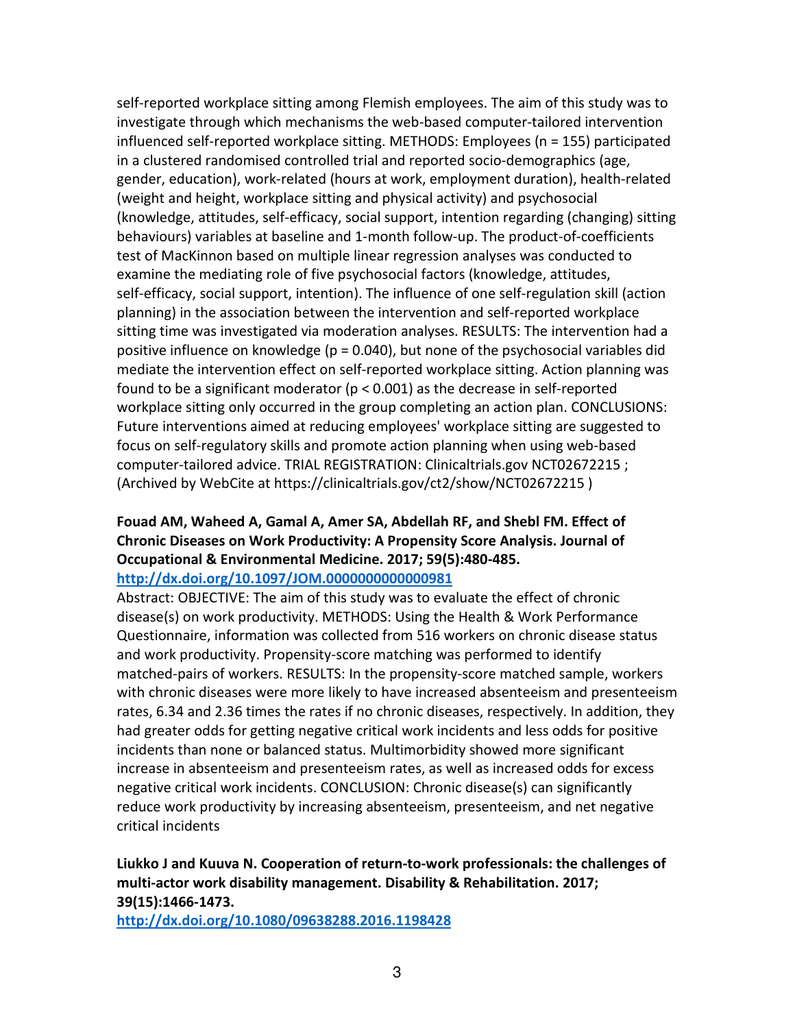self-reported workplace sitting among Flemish employees. The aim of this study was to investigate through which mechanisms the web-based computer-tailored intervention influenced self-reported workplace sitting. METHODS: Employees (n = 155) participated in a clustered randomised controlled trial and reported socio-demographics (age, gender, education), work-related (hours at work, employment duration), health-related (weight and height, workplace sitting and physical activity) and psychosocial (knowledge, attitudes, self-efficacy, social support, intention regarding (changing) sitting behaviours) variables at baseline and 1-month follow-up. The product-of-coefficients test of MacKinnon based on multiple linear regression analyses was conducted to examine the mediating role of five psychosocial factors (knowledge, attitudes, self-efficacy, social support, intention). The influence of one self-regulation skill (action planning) in the association between the intervention and self-reported workplace sitting time was investigated via moderation analyses. RESULTS: The intervention had a positive influence on knowledge ($p = 0.040$), but none of the psychosocial variables did mediate the intervention effect on self-reported workplace sitting. Action planning was found to be a significant moderator ($p < 0.001$) as the decrease in self-reported workplace sitting only occurred in the group completing an action plan. CONCLUSIONS: Future interventions aimed at reducing employees' workplace sitting are suggested to focus on self-regulatory skills and promote action planning when using web-based computer-tailored advice. TRIAL REGISTRATION: Clinicaltrials.gov NCT02672215 ; (Archived by WebCite at https://clinicaltrials.gov/ct2/show/NCT02672215 )

**Fouad AM, Waheed A, Gamal A, Amer SA, Abdellah RF, and Shebl FM. Effect of Chronic Diseases on Work Productivity: A Propensity Score Analysis. Journal of Occupational & Environmental Medicine. 2017; 59(5):480-485.**
**http://dx.doi.org/10.1097/JOM.0000000000000981**

Abstract: OBJECTIVE: The aim of this study was to evaluate the effect of chronic disease(s) on work productivity. METHODS: Using the Health & Work Performance Questionnaire, information was collected from 516 workers on chronic disease status and work productivity. Propensity-score matching was performed to identify matched-pairs of workers. RESULTS: In the propensity-score matched sample, workers with chronic diseases were more likely to have increased absenteeism and presenteeism rates, 6.34 and 2.36 times the rates if no chronic diseases, respectively. In addition, they had greater odds for getting negative critical work incidents and less odds for positive incidents than none or balanced status. Multimorbidity showed more significant increase in absenteeism and presenteeism rates, as well as increased odds for excess negative critical work incidents. CONCLUSION: Chronic disease(s) can significantly reduce work productivity by increasing absenteeism, presenteeism, and net negative critical incidents

**Liukko J and Kuuva N. Cooperation of return-to-work professionals: the challenges of multi-actor work disability management. Disability & Rehabilitation. 2017; 39(15):1466-1473.**
**http://dx.doi.org/10.1080/09638288.2016.1198428**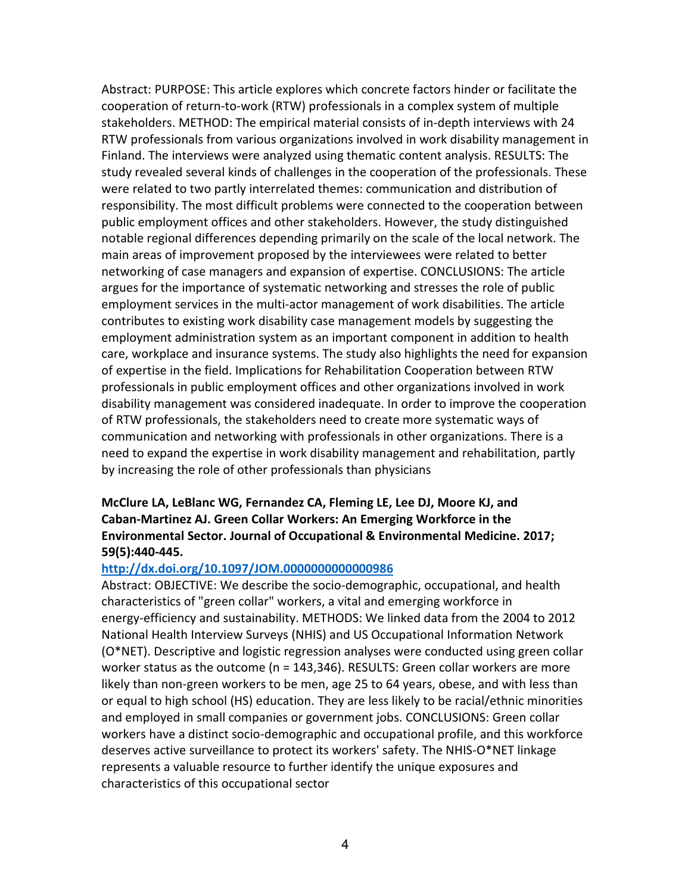Abstract: PURPOSE: This article explores which concrete factors hinder or facilitate the cooperation of return-to-work (RTW) professionals in a complex system of multiple stakeholders. METHOD: The empirical material consists of in-depth interviews with 24 RTW professionals from various organizations involved in work disability management in Finland. The interviews were analyzed using thematic content analysis. RESULTS: The study revealed several kinds of challenges in the cooperation of the professionals. These were related to two partly interrelated themes: communication and distribution of responsibility. The most difficult problems were connected to the cooperation between public employment offices and other stakeholders. However, the study distinguished notable regional differences depending primarily on the scale of the local network. The main areas of improvement proposed by the interviewees were related to better networking of case managers and expansion of expertise. CONCLUSIONS: The article argues for the importance of systematic networking and stresses the role of public employment services in the multi-actor management of work disabilities. The article contributes to existing work disability case management models by suggesting the employment administration system as an important component in addition to health care, workplace and insurance systems. The study also highlights the need for expansion of expertise in the field. Implications for Rehabilitation Cooperation between RTW professionals in public employment offices and other organizations involved in work disability management was considered inadequate. In order to improve the cooperation of RTW professionals, the stakeholders need to create more systematic ways of communication and networking with professionals in other organizations. There is a need to expand the expertise in work disability management and rehabilitation, partly by increasing the role of other professionals than physicians

**McClure LA, LeBlanc WG, Fernandez CA, Fleming LE, Lee DJ, Moore KJ, and Caban-Martinez AJ. Green Collar Workers: An Emerging Workforce in the Environmental Sector. Journal of Occupational & Environmental Medicine. 2017; 59(5):440-445.**

[http://dx.doi.org/10.1097/JOM.0000000000000986](http://dx.doi.org/10.1097/JOM.0000000000000986)

Abstract: OBJECTIVE: We describe the socio-demographic, occupational, and health characteristics of "green collar" workers, a vital and emerging workforce in energy-efficiency and sustainability. METHODS: We linked data from the 2004 to 2012 National Health Interview Surveys (NHIS) and US Occupational Information Network (O*NET). Descriptive and logistic regression analyses were conducted using green collar worker status as the outcome (n = 143,346). RESULTS: Green collar workers are more likely than non-green workers to be men, age 25 to 64 years, obese, and with less than or equal to high school (HS) education. They are less likely to be racial/ethnic minorities and employed in small companies or government jobs. CONCLUSIONS: Green collar workers have a distinct socio-demographic and occupational profile, and this workforce deserves active surveillance to protect its workers' safety. The NHIS-O*NET linkage represents a valuable resource to further identify the unique exposures and characteristics of this occupational sector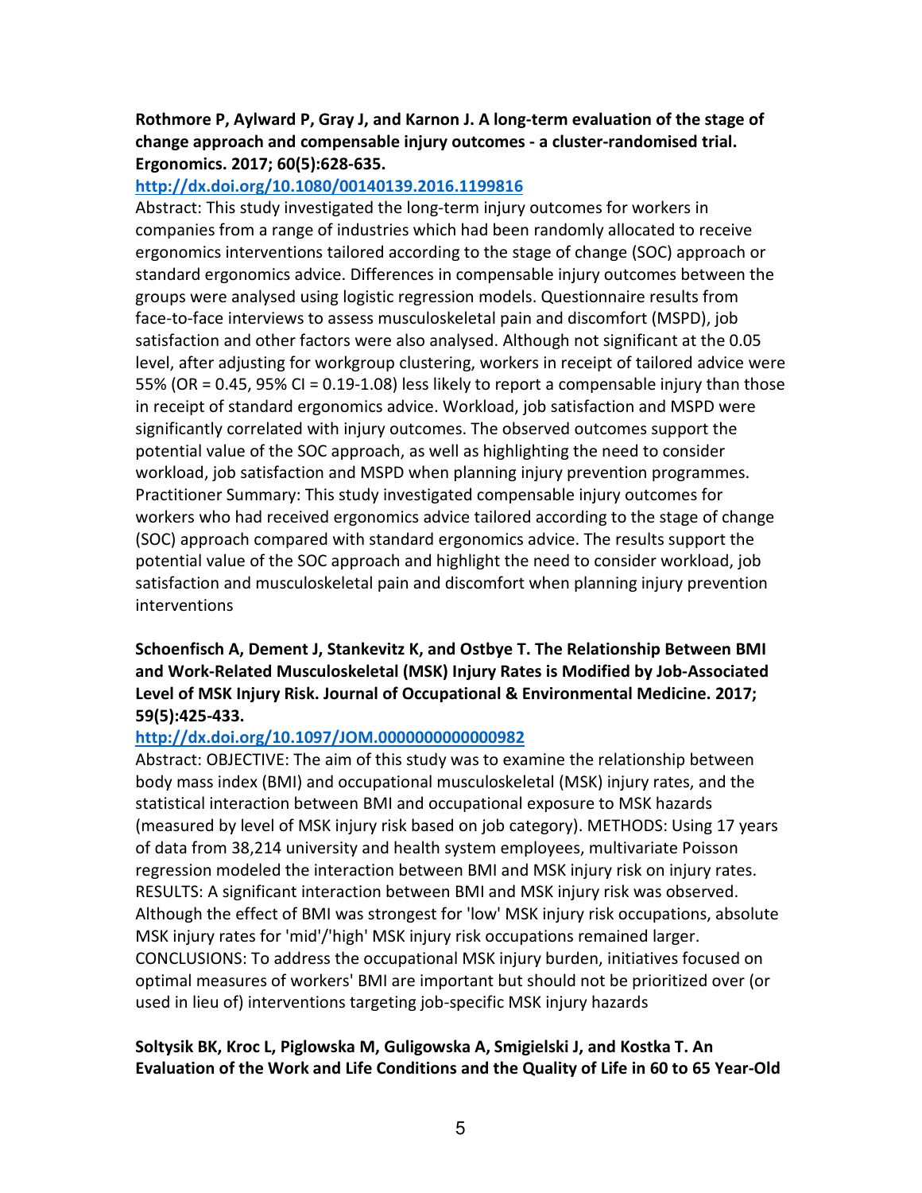**Rothmore P, Aylward P, Gray J, and Karnon J. A long-term evaluation of the stage of change approach and compensable injury outcomes - a cluster-randomised trial. Ergonomics. 2017; 60(5):628-635.**

http://dx.doi.org/10.1080/00140139.2016.1199816

Abstract: This study investigated the long-term injury outcomes for workers in companies from a range of industries which had been randomly allocated to receive ergonomics interventions tailored according to the stage of change (SOC) approach or standard ergonomics advice. Differences in compensable injury outcomes between the groups were analysed using logistic regression models. Questionnaire results from face-to-face interviews to assess musculoskeletal pain and discomfort (MSPD), job satisfaction and other factors were also analysed. Although not significant at the 0.05 level, after adjusting for workgroup clustering, workers in receipt of tailored advice were 55% (OR = 0.45, 95% CI = 0.19-1.08) less likely to report a compensable injury than those in receipt of standard ergonomics advice. Workload, job satisfaction and MSPD were significantly correlated with injury outcomes. The observed outcomes support the potential value of the SOC approach, as well as highlighting the need to consider workload, job satisfaction and MSPD when planning injury prevention programmes. Practitioner Summary: This study investigated compensable injury outcomes for workers who had received ergonomics advice tailored according to the stage of change (SOC) approach compared with standard ergonomics advice. The results support the potential value of the SOC approach and highlight the need to consider workload, job satisfaction and musculoskeletal pain and discomfort when planning injury prevention interventions

**Schoenfisch A, Dement J, Stankevitz K, and Ostbye T. The Relationship Between BMI and Work-Related Musculoskeletal (MSK) Injury Rates is Modified by Job-Associated Level of MSK Injury Risk. Journal of Occupational & Environmental Medicine. 2017; 59(5):425-433.**

http://dx.doi.org/10.1097/JOM.0000000000000982

Abstract: OBJECTIVE: The aim of this study was to examine the relationship between body mass index (BMI) and occupational musculoskeletal (MSK) injury rates, and the statistical interaction between BMI and occupational exposure to MSK hazards (measured by level of MSK injury risk based on job category). METHODS: Using 17 years of data from 38,214 university and health system employees, multivariate Poisson regression modeled the interaction between BMI and MSK injury risk on injury rates. RESULTS: A significant interaction between BMI and MSK injury risk was observed. Although the effect of BMI was strongest for 'low' MSK injury risk occupations, absolute MSK injury rates for 'mid'/'high' MSK injury risk occupations remained larger. CONCLUSIONS: To address the occupational MSK injury burden, initiatives focused on optimal measures of workers' BMI are important but should not be prioritized over (or used in lieu of) interventions targeting job-specific MSK injury hazards

**Soltysik BK, Kroc L, Piglowska M, Guligowska A, Smigielski J, and Kostka T. An Evaluation of the Work and Life Conditions and the Quality of Life in 60 to 65 Year-Old**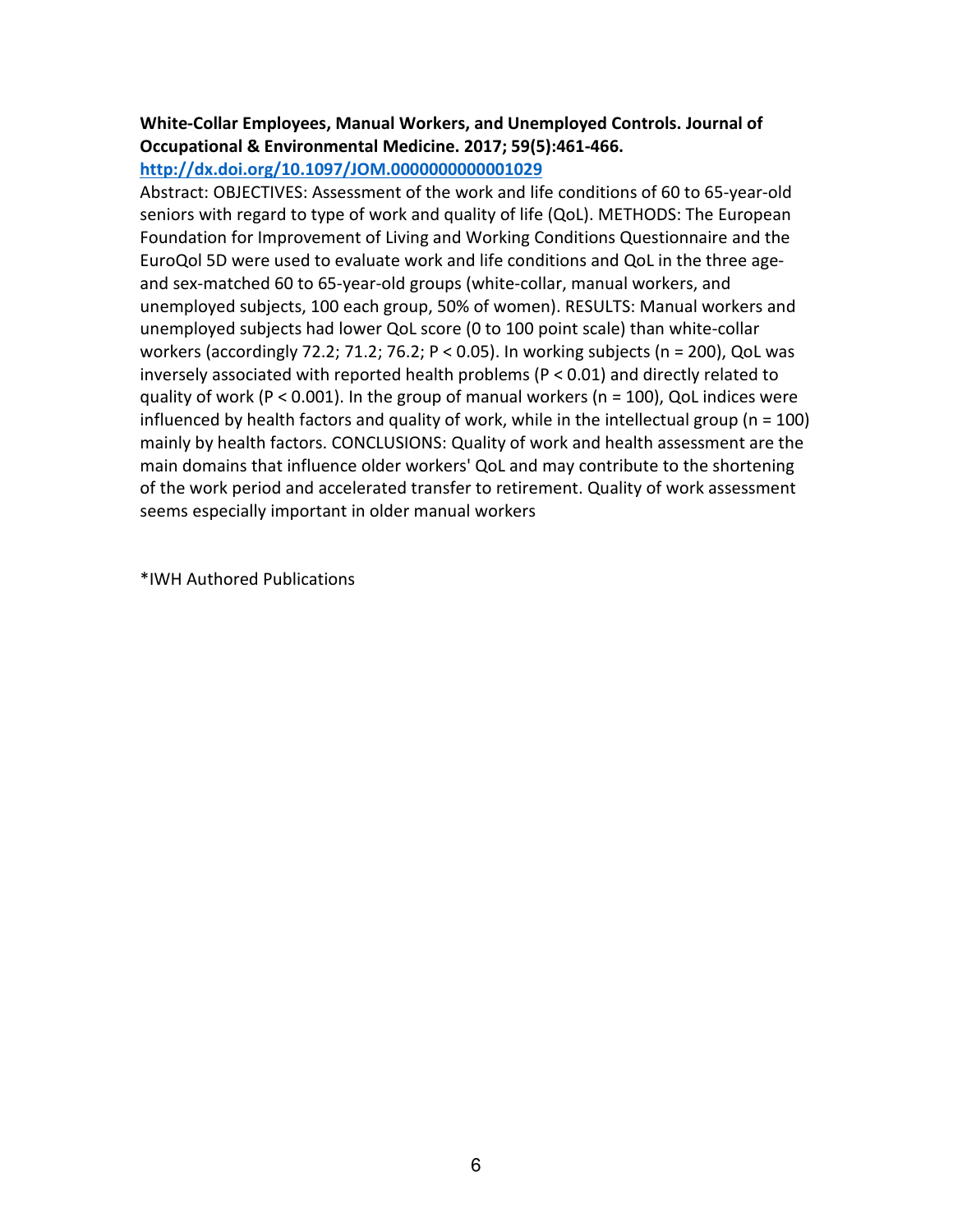**White-Collar Employees, Manual Workers, and Unemployed Controls. Journal of Occupational & Environmental Medicine. 2017; 59(5):461-466.**
**http://dx.doi.org/10.1097/JOM.0000000000001029**

Abstract: OBJECTIVES: Assessment of the work and life conditions of 60 to 65-year-old seniors with regard to type of work and quality of life (QoL). METHODS: The European Foundation for Improvement of Living and Working Conditions Questionnaire and the EuroQol 5D were used to evaluate work and life conditions and QoL in the three age- and sex-matched 60 to 65-year-old groups (white-collar, manual workers, and unemployed subjects, 100 each group, 50% of women). RESULTS: Manual workers and unemployed subjects had lower QoL score (0 to 100 point scale) than white-collar workers (accordingly 72.2; 71.2; 76.2; $P < 0.05$). In working subjects ($n = 200$), QoL was inversely associated with reported health problems ($P < 0.01$) and directly related to quality of work ($P < 0.001$). In the group of manual workers ($n = 100$), QoL indices were influenced by health factors and quality of work, while in the intellectual group ($n = 100$) mainly by health factors. CONCLUSIONS: Quality of work and health assessment are the main domains that influence older workers' QoL and may contribute to the shortening of the work period and accelerated transfer to retirement. Quality of work assessment seems especially important in older manual workers

*IWH Authored Publications